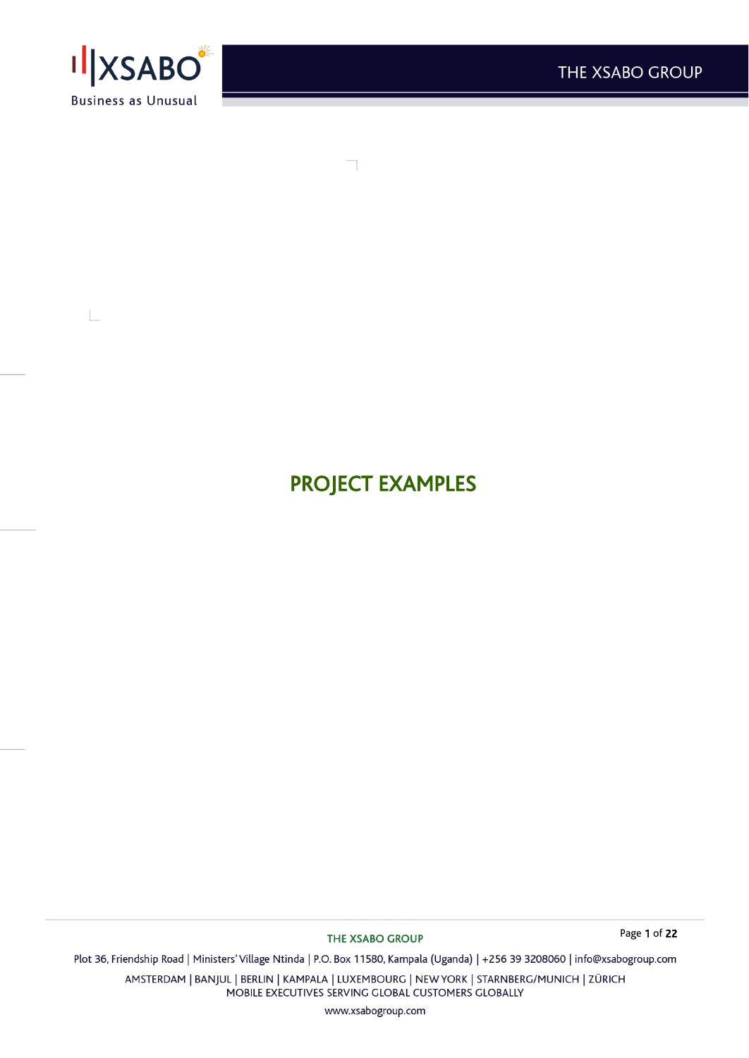# PROJECT EXAMPLES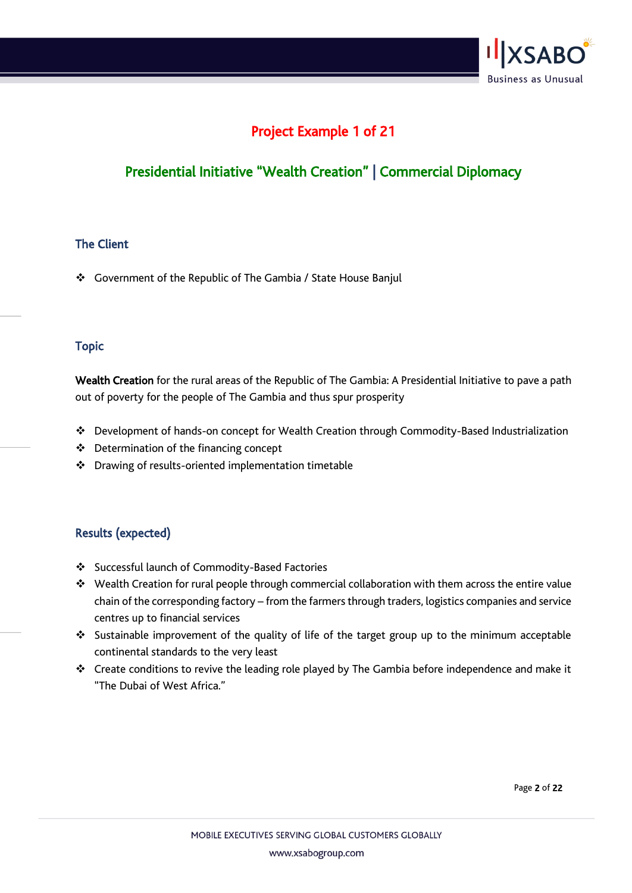## Project Example 1 of 21

## Presidential Initiative "Wealth Creation" | Commercial Diplomacy

### The Client

- Government of the Republic of The Gambia / State House Banjul

### Topic

**Wealth Creation** for the rural areas of the Republic of The Gambia: A Presidential Initiative to pave a path out of poverty for the people of The Gambia and thus spur prosperity

- Development of hands-on concept for Wealth Creation through Commodity-Based Industrialization
- Determination of the financing concept
- Drawing of results-oriented implementation timetable

### Results (expected)

- Successful launch of Commodity-Based Factories
- Wealth Creation for rural people through commercial collaboration with them across the entire value chain of the corresponding factory – from the farmers through traders, logistics companies and service centres up to financial services
- Sustainable improvement of the quality of life of the target group up to the minimum acceptable continental standards to the very least
- Create conditions to revive the leading role played by The Gambia before independence and make it "The Dubai of West Africa."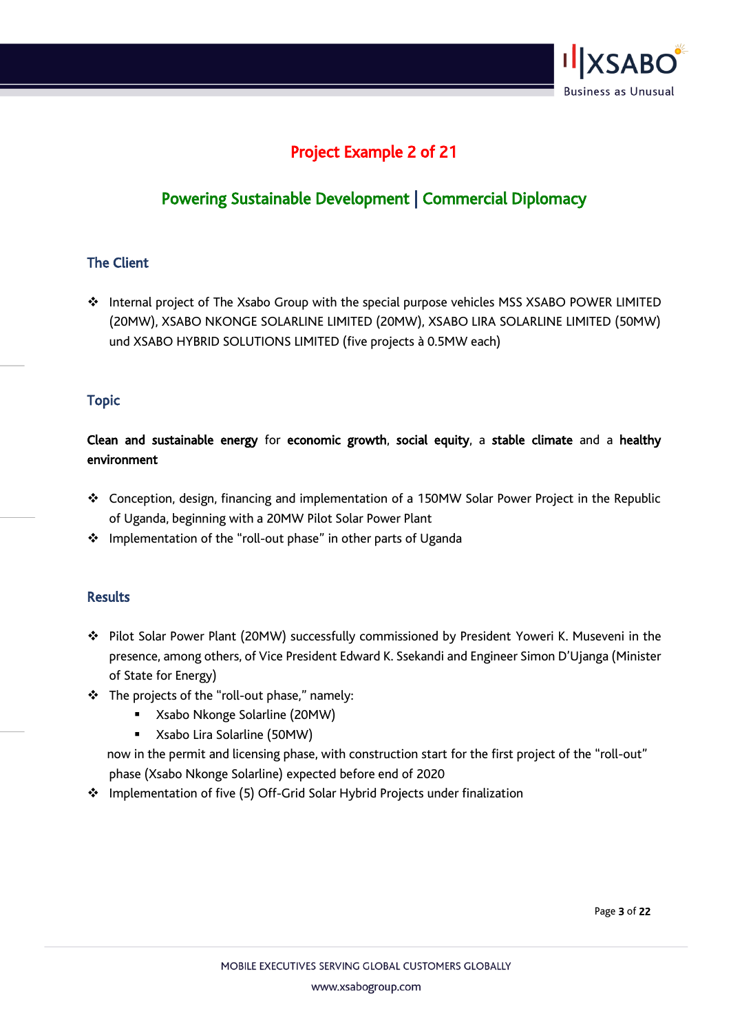# Project Example 2 of 21

## Powering Sustainable Development | Commercial Diplomacy

### The Client

- Internal project of The Xsabo Group with the special purpose vehicles MSS XSABO POWER LIMITED (20MW), XSABO NKONGE SOLARLINE LIMITED (20MW), XSABO LIRA SOLARLINE LIMITED (50MW) und XSABO HYBRID SOLUTIONS LIMITED (five projects à 0.5MW each)

### Topic

**Clean and sustainable energy** for **economic growth**, **social equity**, a **stable climate** and a **healthy environment**

- Conception, design, financing and implementation of a 150MW Solar Power Project in the Republic of Uganda, beginning with a 20MW Pilot Solar Power Plant
- Implementation of the "roll-out phase" in other parts of Uganda

### Results

- Pilot Solar Power Plant (20MW) successfully commissioned by President Yoweri K. Museveni in the presence, among others, of Vice President Edward K. Ssekandi and Engineer Simon D'Ujanga (Minister of State for Energy)
- The projects of the "roll-out phase," namely:
  - Xsabo Nkonge Solarline (20MW)
  - Xsabo Lira Solarline (50MW)

  now in the permit and licensing phase, with construction start for the first project of the "roll-out" phase (Xsabo Nkonge Solarline) expected before end of 2020
- Implementation of five (5) Off-Grid Solar Hybrid Projects under finalization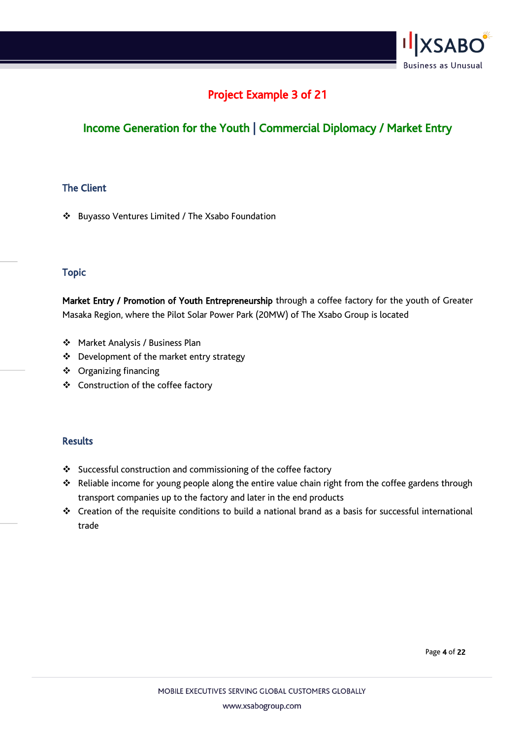## Project Example 3 of 21

### Income Generation for the Youth | Commercial Diplomacy / Market Entry

### The Client

- Buyasso Ventures Limited / The Xsabo Foundation

### Topic

**Market Entry / Promotion of Youth Entrepreneurship** through a coffee factory for the youth of Greater Masaka Region, where the Pilot Solar Power Park (20MW) of The Xsabo Group is located

- Market Analysis / Business Plan
- Development of the market entry strategy
- Organizing financing
- Construction of the coffee factory

### Results

- Successful construction and commissioning of the coffee factory
- Reliable income for young people along the entire value chain right from the coffee gardens through transport companies up to the factory and later in the end products
- Creation of the requisite conditions to build a national brand as a basis for successful international trade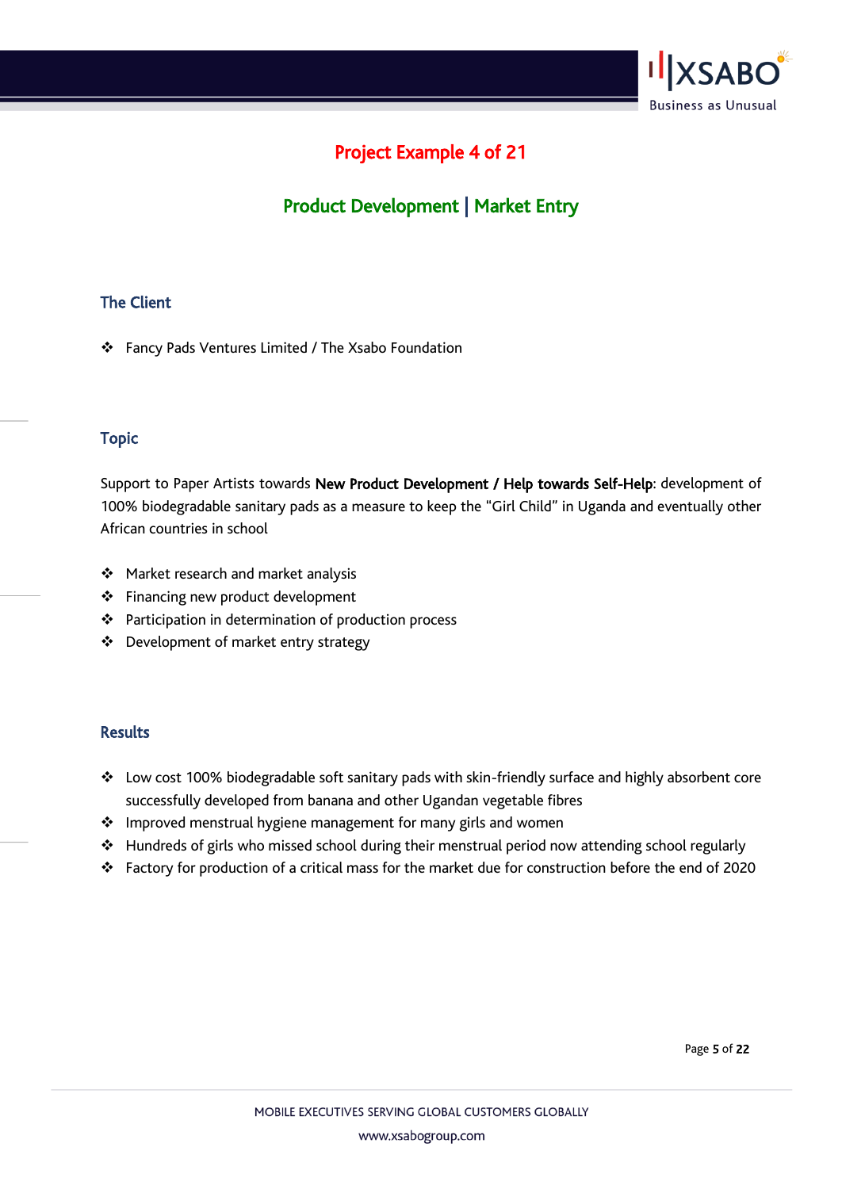# Project Example 4 of 21

## Product Development | Market Entry

### The Client

- Fancy Pads Ventures Limited / The Xsabo Foundation

### Topic

Support to Paper Artists towards **New Product Development / Help towards Self-Help**: development of 100% biodegradable sanitary pads as a measure to keep the "Girl Child" in Uganda and eventually other African countries in school

- Market research and market analysis
- Financing new product development
- Participation in determination of production process
- Development of market entry strategy

### Results

- Low cost 100% biodegradable soft sanitary pads with skin-friendly surface and highly absorbent core successfully developed from banana and other Ugandan vegetable fibres
- Improved menstrual hygiene management for many girls and women
- Hundreds of girls who missed school during their menstrual period now attending school regularly
- Factory for production of a critical mass for the market due for construction before the end of 2020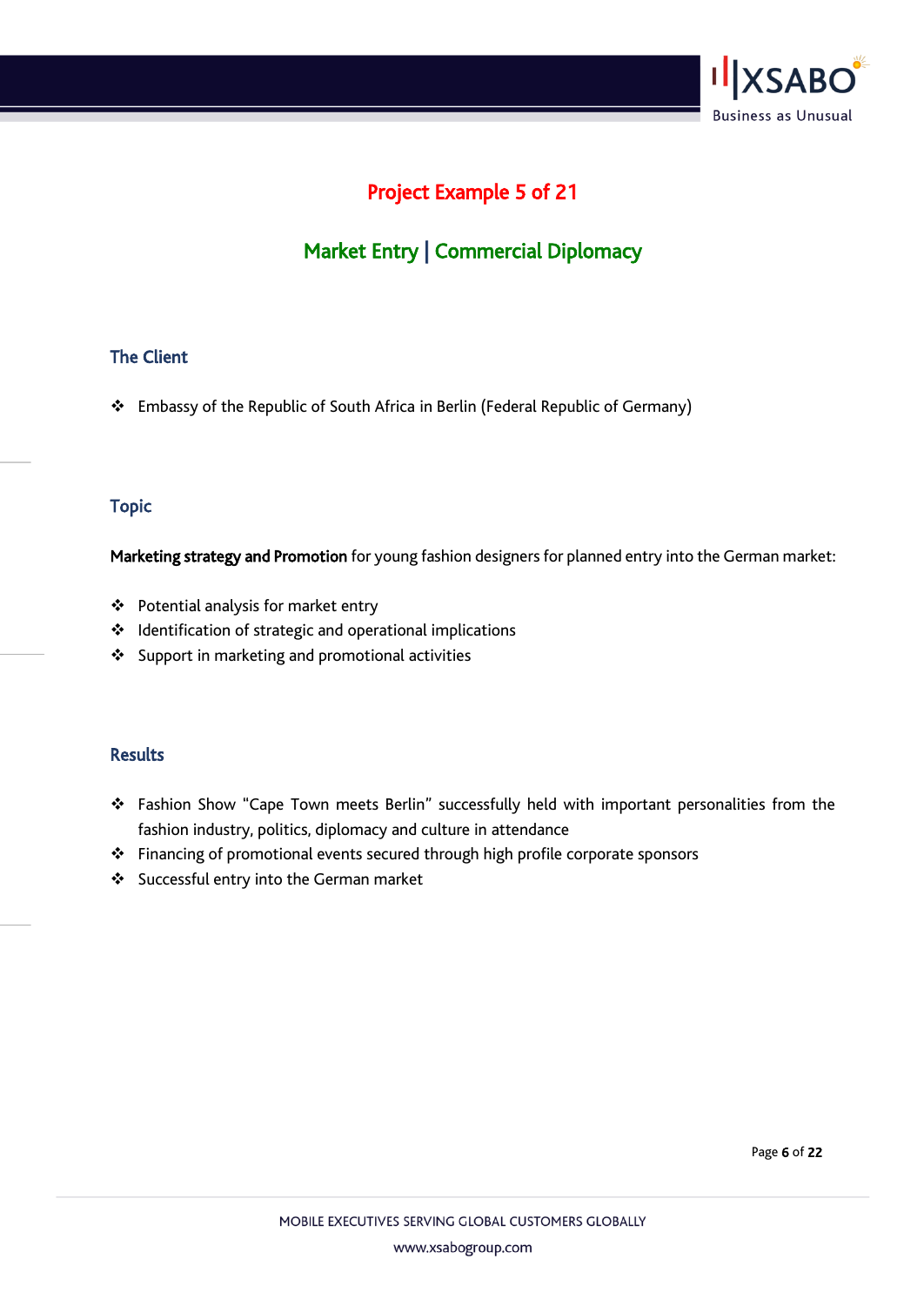## Project Example 5 of 21

### Market Entry | Commercial Diplomacy

### The Client

- Embassy of the Republic of South Africa in Berlin (Federal Republic of Germany)

### Topic

**Marketing strategy and Promotion** for young fashion designers for planned entry into the German market:

- Potential analysis for market entry
- Identification of strategic and operational implications
- Support in marketing and promotional activities

### Results

- Fashion Show "Cape Town meets Berlin" successfully held with important personalities from the fashion industry, politics, diplomacy and culture in attendance
- Financing of promotional events secured through high profile corporate sponsors
- Successful entry into the German market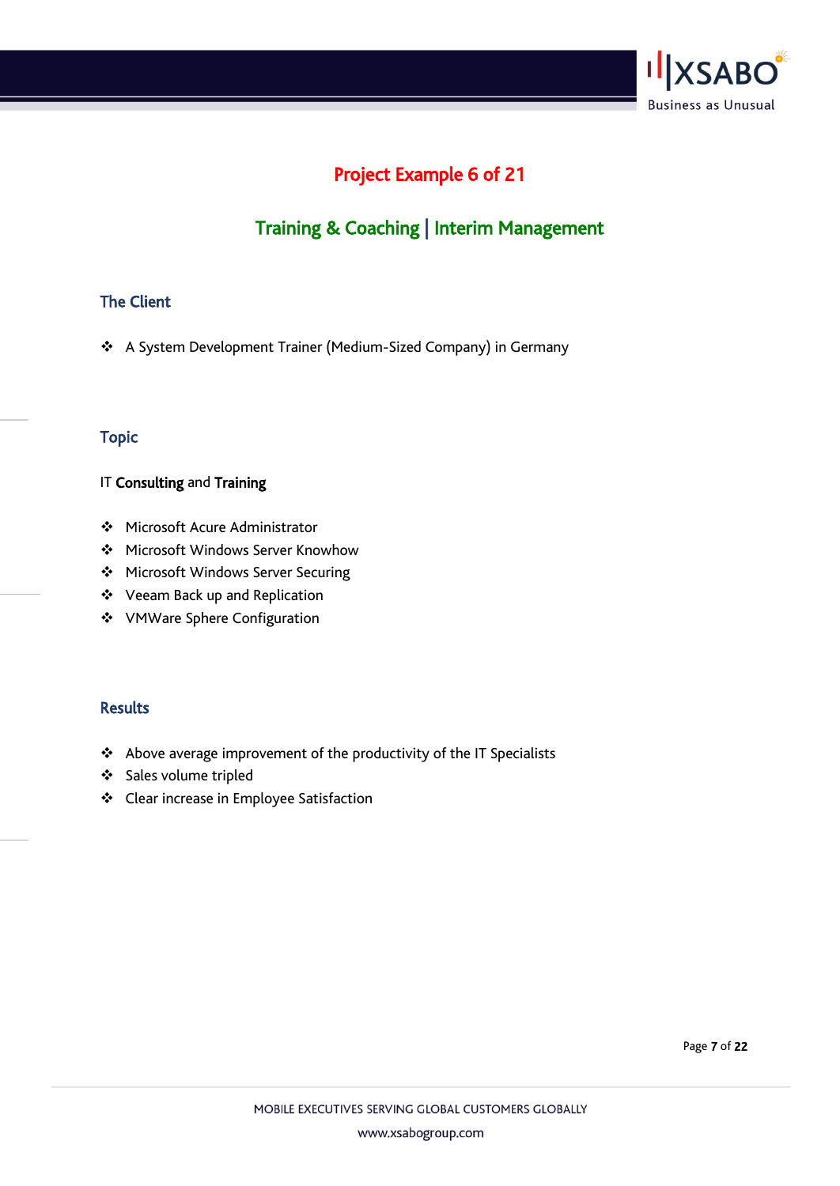# Project Example 6 of 21

## Training & Coaching | Interim Management

### The Client

- A System Development Trainer (Medium-Sized Company) in Germany

### Topic

IT **Consulting** and **Training**

- Microsoft Acure Administrator
- Microsoft Windows Server Knowhow
- Microsoft Windows Server Securing
- Veeam Back up and Replication
- VMWare Sphere Configuration

### Results

- Above average improvement of the productivity of the IT Specialists
- Sales volume tripled
- Clear increase in Employee Satisfaction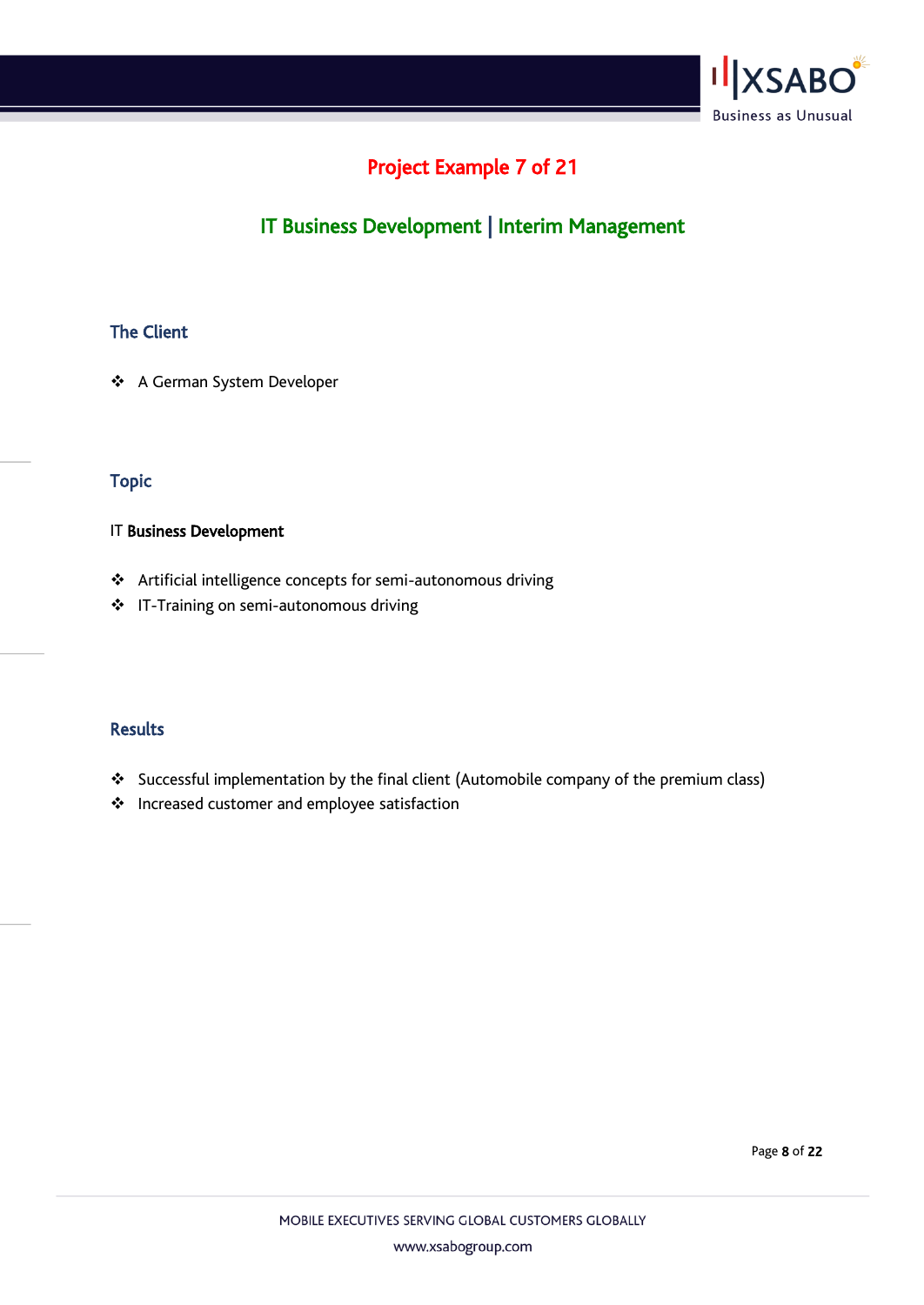## Project Example 7 of 21

## IT Business Development | Interim Management

### The Client

- A German System Developer

### Topic

IT **Business Development**

- Artificial intelligence concepts for semi-autonomous driving
- IT-Training on semi-autonomous driving

### Results

- Successful implementation by the final client (Automobile company of the premium class)
- Increased customer and employee satisfaction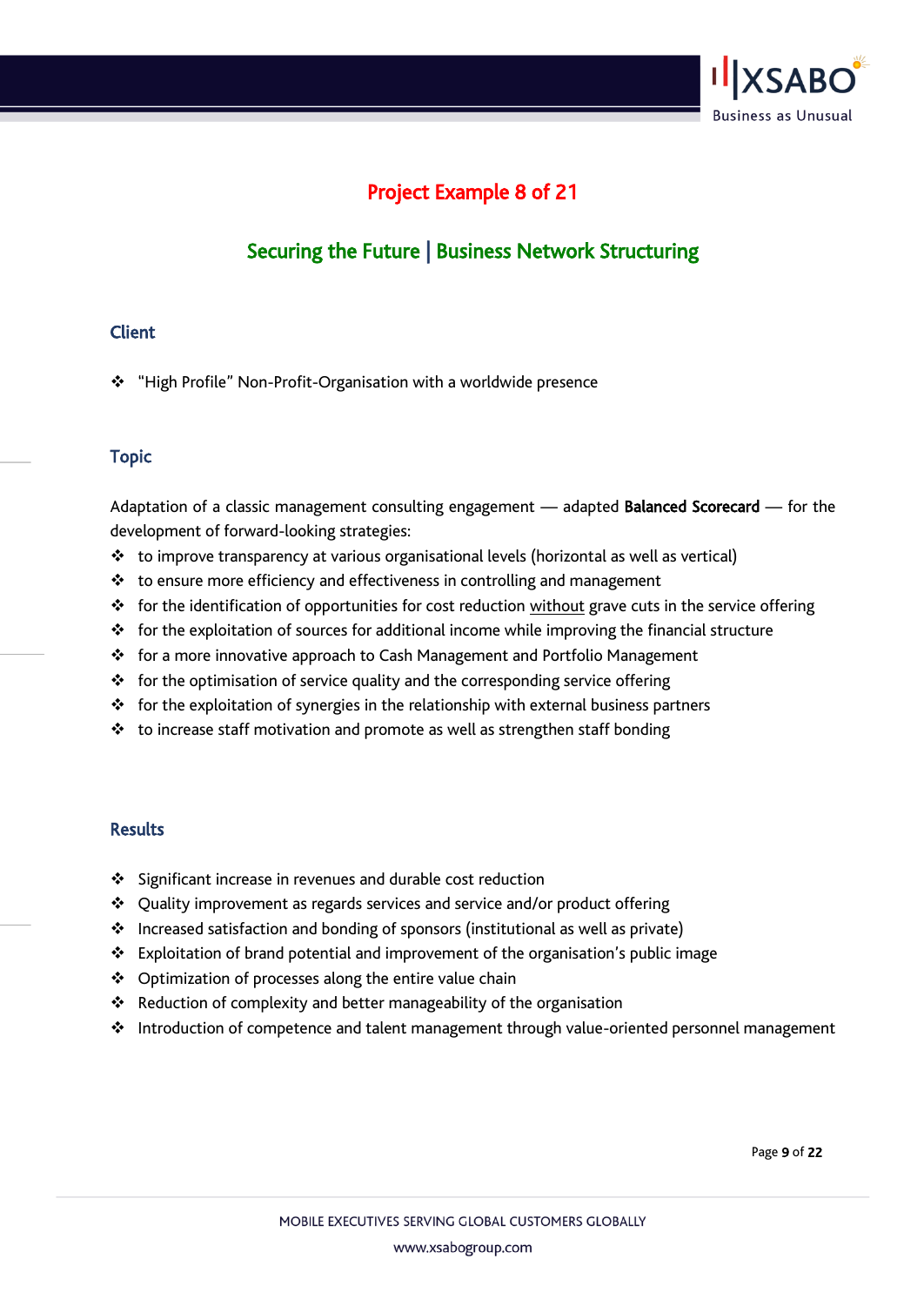## Project Example 8 of 21

## Securing the Future | Business Network Structuring

### Client

- "High Profile" Non-Profit-Organisation with a worldwide presence

### Topic

Adaptation of a classic management consulting engagement — adapted **Balanced Scorecard** — for the development of forward-looking strategies:

- to improve transparency at various organisational levels (horizontal as well as vertical)
- to ensure more efficiency and effectiveness in controlling and management
- for the identification of opportunities for cost reduction <u>without</u> grave cuts in the service offering
- for the exploitation of sources for additional income while improving the financial structure
- for a more innovative approach to Cash Management and Portfolio Management
- for the optimisation of service quality and the corresponding service offering
- for the exploitation of synergies in the relationship with external business partners
- to increase staff motivation and promote as well as strengthen staff bonding

### Results

- Significant increase in revenues and durable cost reduction
- Quality improvement as regards services and service and/or product offering
- Increased satisfaction and bonding of sponsors (institutional as well as private)
- Exploitation of brand potential and improvement of the organisation's public image
- Optimization of processes along the entire value chain
- Reduction of complexity and better manageability of the organisation
- Introduction of competence and talent management through value-oriented personnel management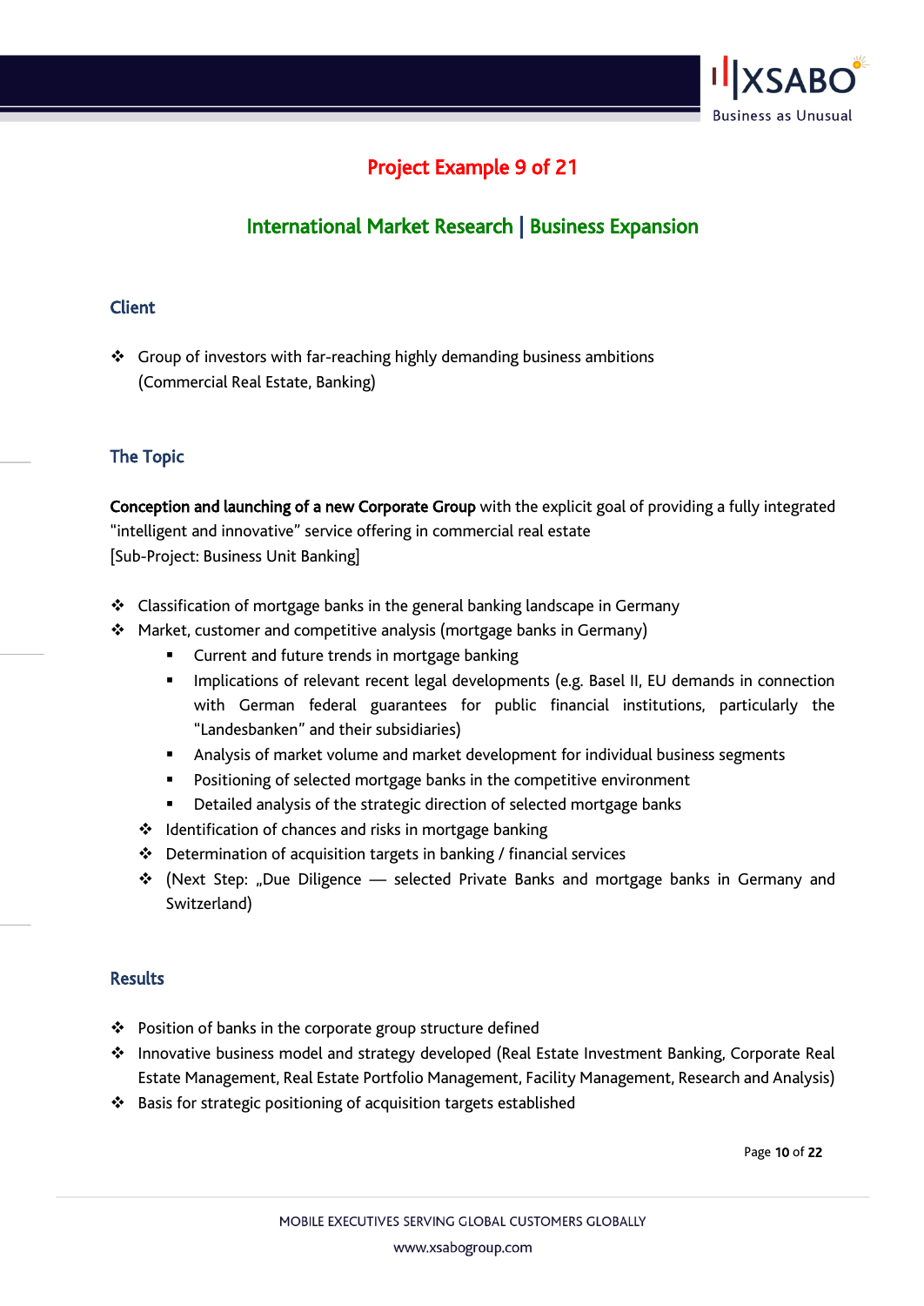## Project Example 9 of 21

### International Market Research | Business Expansion

#### Client

- Group of investors with far-reaching highly demanding business ambitions (Commercial Real Estate, Banking)

#### The Topic

**Conception and launching of a new Corporate Group** with the explicit goal of providing a fully integrated "intelligent and innovative" service offering in commercial real estate
[Sub-Project: Business Unit Banking]

- Classification of mortgage banks in the general banking landscape in Germany
- Market, customer and competitive analysis (mortgage banks in Germany)
    - Current and future trends in mortgage banking
    - Implications of relevant recent legal developments (e.g. Basel II, EU demands in connection with German federal guarantees for public financial institutions, particularly the "Landesbanken" and their subsidiaries)
    - Analysis of market volume and market development for individual business segments
    - Positioning of selected mortgage banks in the competitive environment
    - Detailed analysis of the strategic direction of selected mortgage banks
  - Identification of chances and risks in mortgage banking
  - Determination of acquisition targets in banking / financial services
  - (Next Step: „Due Diligence — selected Private Banks and mortgage banks in Germany and Switzerland)

#### Results

- Position of banks in the corporate group structure defined
- Innovative business model and strategy developed (Real Estate Investment Banking, Corporate Real Estate Management, Real Estate Portfolio Management, Facility Management, Research and Analysis)
- Basis for strategic positioning of acquisition targets established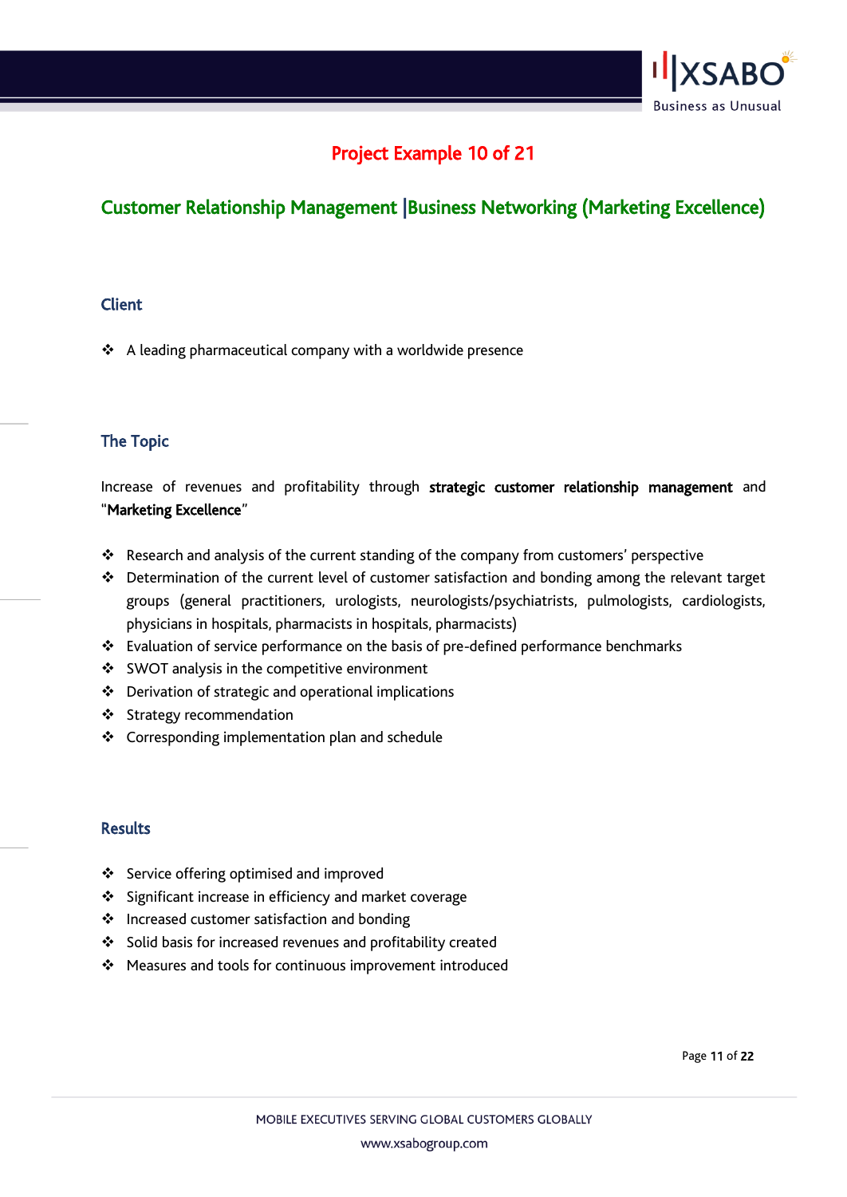# Project Example 10 of 21

## Customer Relationship Management |Business Networking (Marketing Excellence)

### Client

- A leading pharmaceutical company with a worldwide presence

### The Topic

Increase of revenues and profitability through **strategic customer relationship management** and "**Marketing Excellence**"

- Research and analysis of the current standing of the company from customers' perspective
- Determination of the current level of customer satisfaction and bonding among the relevant target groups (general practitioners, urologists, neurologists/psychiatrists, pulmologists, cardiologists, physicians in hospitals, pharmacists in hospitals, pharmacists)
- Evaluation of service performance on the basis of pre-defined performance benchmarks
- SWOT analysis in the competitive environment
- Derivation of strategic and operational implications
- Strategy recommendation
- Corresponding implementation plan and schedule

### Results

- Service offering optimised and improved
- Significant increase in efficiency and market coverage
- Increased customer satisfaction and bonding
- Solid basis for increased revenues and profitability created
- Measures and tools for continuous improvement introduced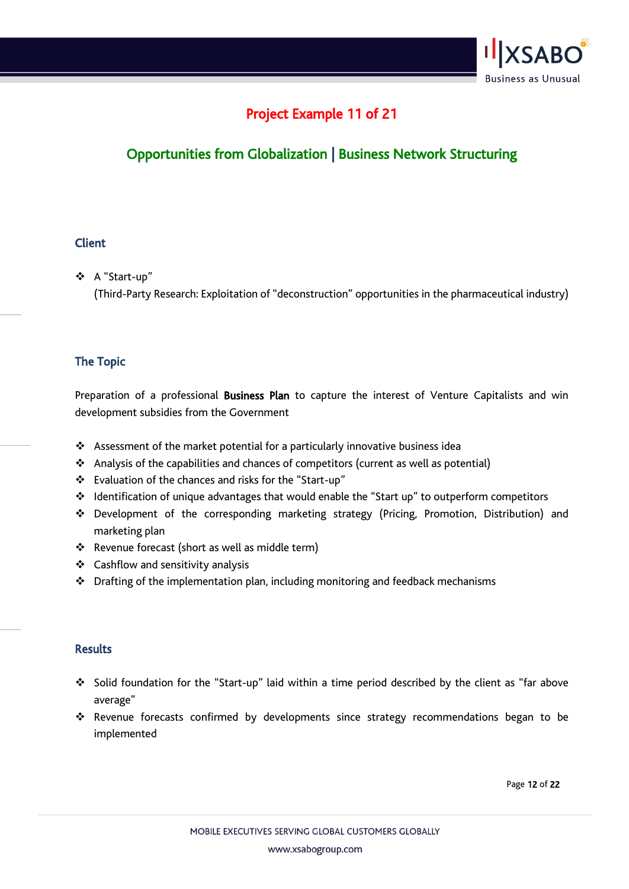# Project Example 11 of 21

## Opportunities from Globalization | Business Network Structuring

### Client

- A "Start-up"
  (Third-Party Research: Exploitation of "deconstruction" opportunities in the pharmaceutical industry)

### The Topic

Preparation of a professional **Business Plan** to capture the interest of Venture Capitalists and win development subsidies from the Government

- Assessment of the market potential for a particularly innovative business idea
- Analysis of the capabilities and chances of competitors (current as well as potential)
- Evaluation of the chances and risks for the "Start-up"
- Identification of unique advantages that would enable the "Start up" to outperform competitors
- Development of the corresponding marketing strategy (Pricing, Promotion, Distribution) and marketing plan
- Revenue forecast (short as well as middle term)
- Cashflow and sensitivity analysis
- Drafting of the implementation plan, including monitoring and feedback mechanisms

### Results

- Solid foundation for the "Start-up" laid within a time period described by the client as "far above average"
- Revenue forecasts confirmed by developments since strategy recommendations began to be implemented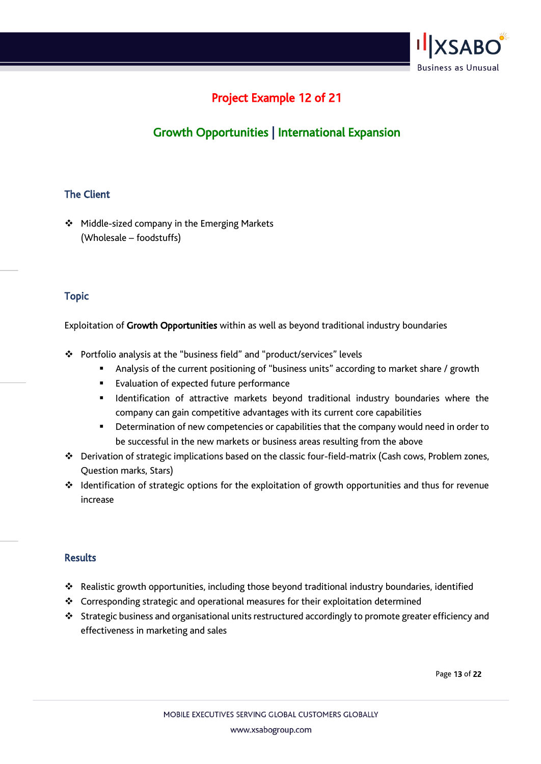## Project Example 12 of 21

## Growth Opportunities | International Expansion

### The Client

- Middle-sized company in the Emerging Markets (Wholesale – foodstuffs)

### Topic

Exploitation of **Growth Opportunities** within as well as beyond traditional industry boundaries

- Portfolio analysis at the "business field" and "product/services" levels
  - Analysis of the current positioning of "business units" according to market share / growth
  - Evaluation of expected future performance
  - Identification of attractive markets beyond traditional industry boundaries where the company can gain competitive advantages with its current core capabilities
  - Determination of new competencies or capabilities that the company would need in order to be successful in the new markets or business areas resulting from the above
- Derivation of strategic implications based on the classic four-field-matrix (Cash cows, Problem zones, Question marks, Stars)
- Identification of strategic options for the exploitation of growth opportunities and thus for revenue increase

### Results

- Realistic growth opportunities, including those beyond traditional industry boundaries, identified
- Corresponding strategic and operational measures for their exploitation determined
- Strategic business and organisational units restructured accordingly to promote greater efficiency and effectiveness in marketing and sales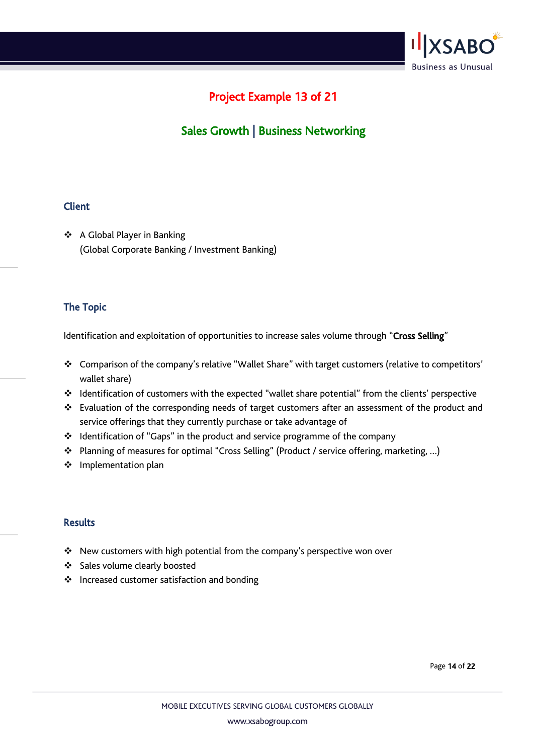# Project Example 13 of 21

## Sales Growth | Business Networking

### Client

- A Global Player in Banking
  (Global Corporate Banking / Investment Banking)

### The Topic

Identification and exploitation of opportunities to increase sales volume through "**Cross Selling**"

- Comparison of the company's relative "Wallet Share" with target customers (relative to competitors' wallet share)
- Identification of customers with the expected "wallet share potential" from the clients' perspective
- Evaluation of the corresponding needs of target customers after an assessment of the product and service offerings that they currently purchase or take advantage of
- Identification of "Gaps" in the product and service programme of the company
- Planning of measures for optimal "Cross Selling" (Product / service offering, marketing, ...)
- Implementation plan

### Results

- New customers with high potential from the company's perspective won over
- Sales volume clearly boosted
- Increased customer satisfaction and bonding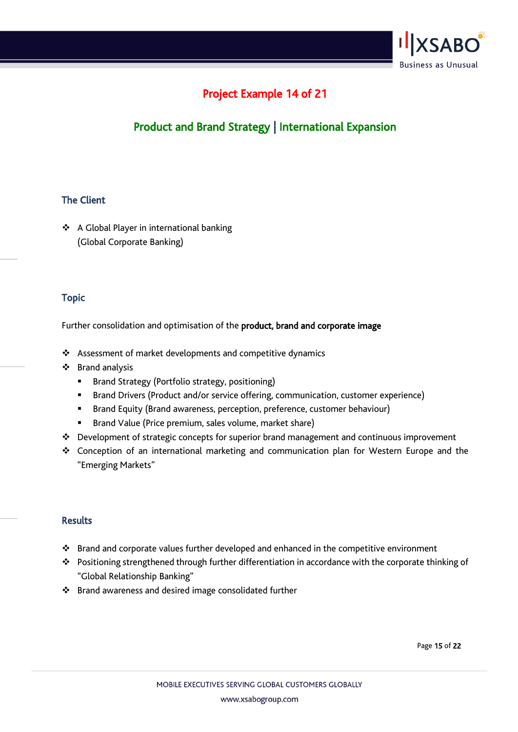## Project Example 14 of 21

## Product and Brand Strategy | International Expansion

### The Client

- A Global Player in international banking
  (Global Corporate Banking)

### Topic

Further consolidation and optimisation of the **product, brand and corporate image**

- Assessment of market developments and competitive dynamics
- Brand analysis
  - Brand Strategy (Portfolio strategy, positioning)
  - Brand Drivers (Product and/or service offering, communication, customer experience)
  - Brand Equity (Brand awareness, perception, preference, customer behaviour)
  - Brand Value (Price premium, sales volume, market share)
- Development of strategic concepts for superior brand management and continuous improvement
- Conception of an international marketing and communication plan for Western Europe and the "Emerging Markets"

### Results

- Brand and corporate values further developed and enhanced in the competitive environment
- Positioning strengthened through further differentiation in accordance with the corporate thinking of "Global Relationship Banking"
- Brand awareness and desired image consolidated further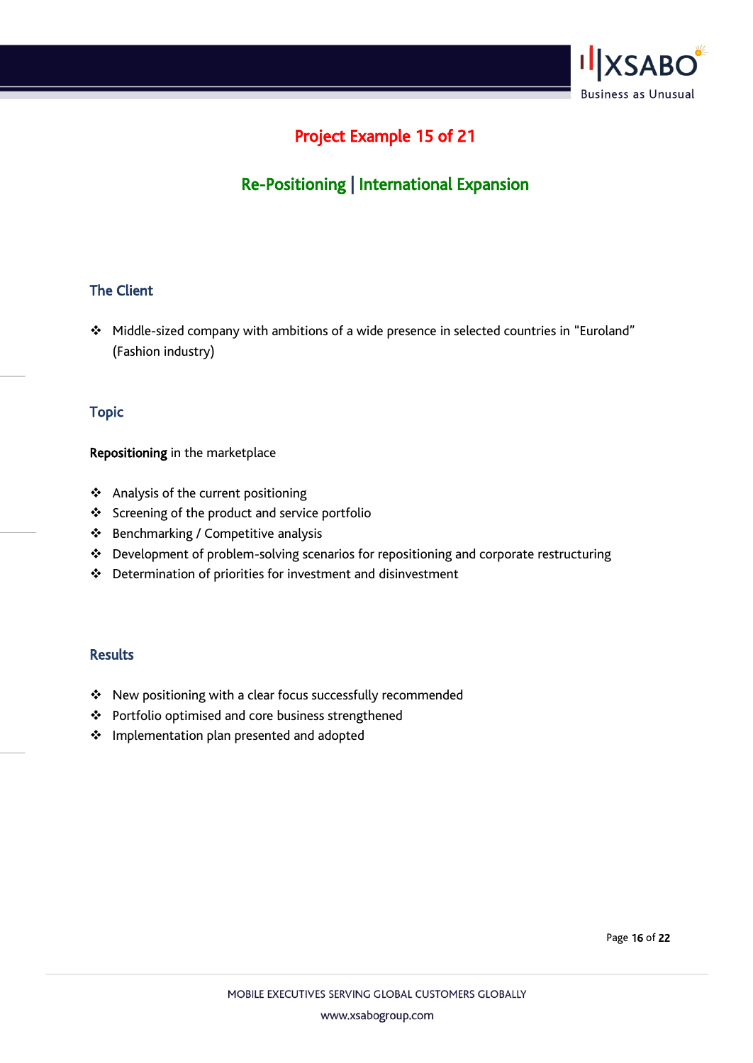# Project Example 15 of 21

## Re-Positioning | International Expansion

### The Client

- Middle-sized company with ambitions of a wide presence in selected countries in "Euroland" (Fashion industry)

### Topic

**Repositioning** in the marketplace

- Analysis of the current positioning
- Screening of the product and service portfolio
- Benchmarking / Competitive analysis
- Development of problem-solving scenarios for repositioning and corporate restructuring
- Determination of priorities for investment and disinvestment

### Results

- New positioning with a clear focus successfully recommended
- Portfolio optimised and core business strengthened
- Implementation plan presented and adopted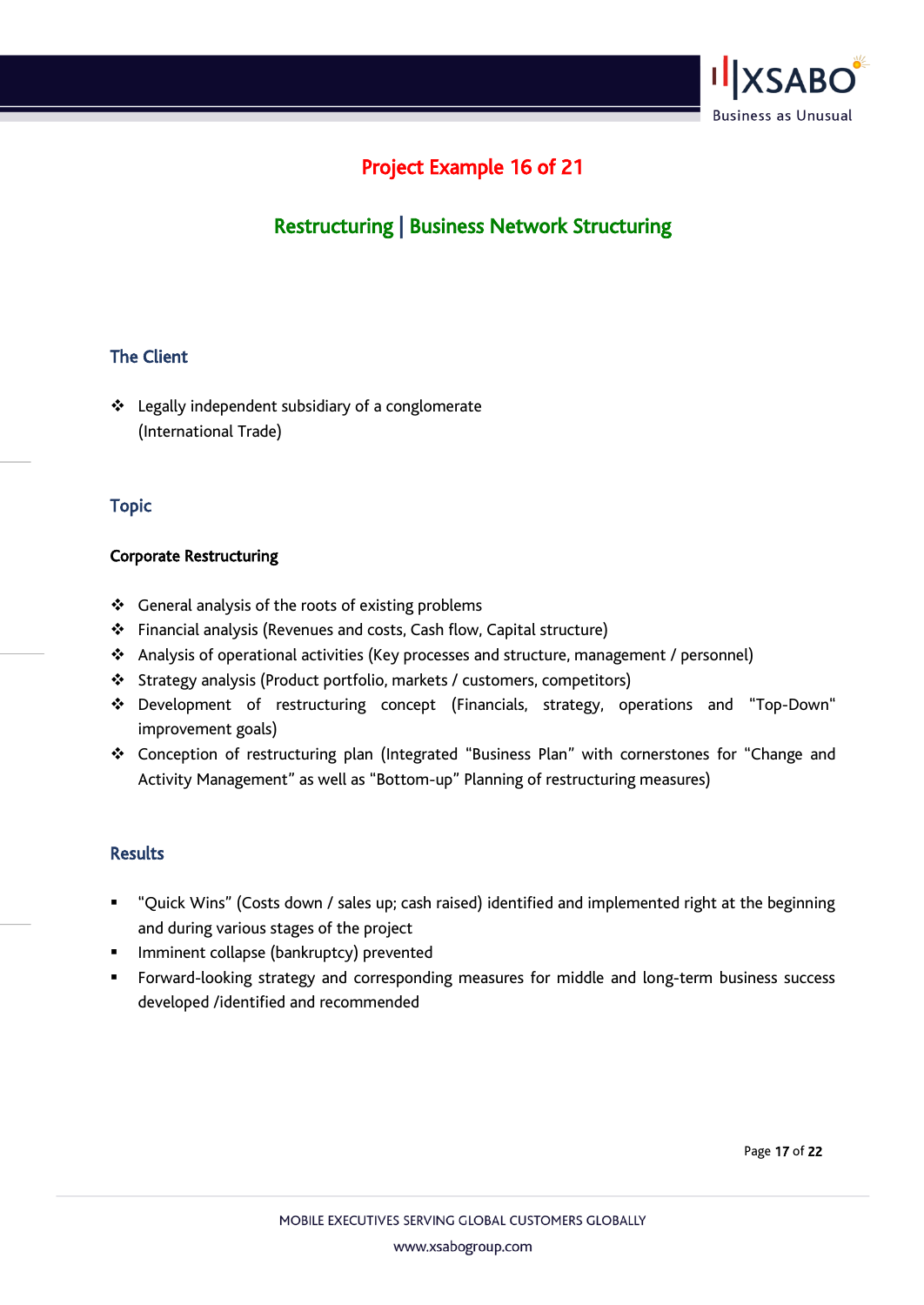# Project Example 16 of 21

## Restructuring | Business Network Structuring

### The Client

- Legally independent subsidiary of a conglomerate (International Trade)

### Topic

**Corporate Restructuring**

- General analysis of the roots of existing problems
- Financial analysis (Revenues and costs, Cash flow, Capital structure)
- Analysis of operational activities (Key processes and structure, management / personnel)
- Strategy analysis (Product portfolio, markets / customers, competitors)
- Development of restructuring concept (Financials, strategy, operations and "Top-Down" improvement goals)
- Conception of restructuring plan (Integrated "Business Plan" with cornerstones for "Change and Activity Management" as well as "Bottom-up" Planning of restructuring measures)

### Results

- "Quick Wins" (Costs down / sales up; cash raised) identified and implemented right at the beginning and during various stages of the project
- Imminent collapse (bankruptcy) prevented
- Forward-looking strategy and corresponding measures for middle and long-term business success developed /identified and recommended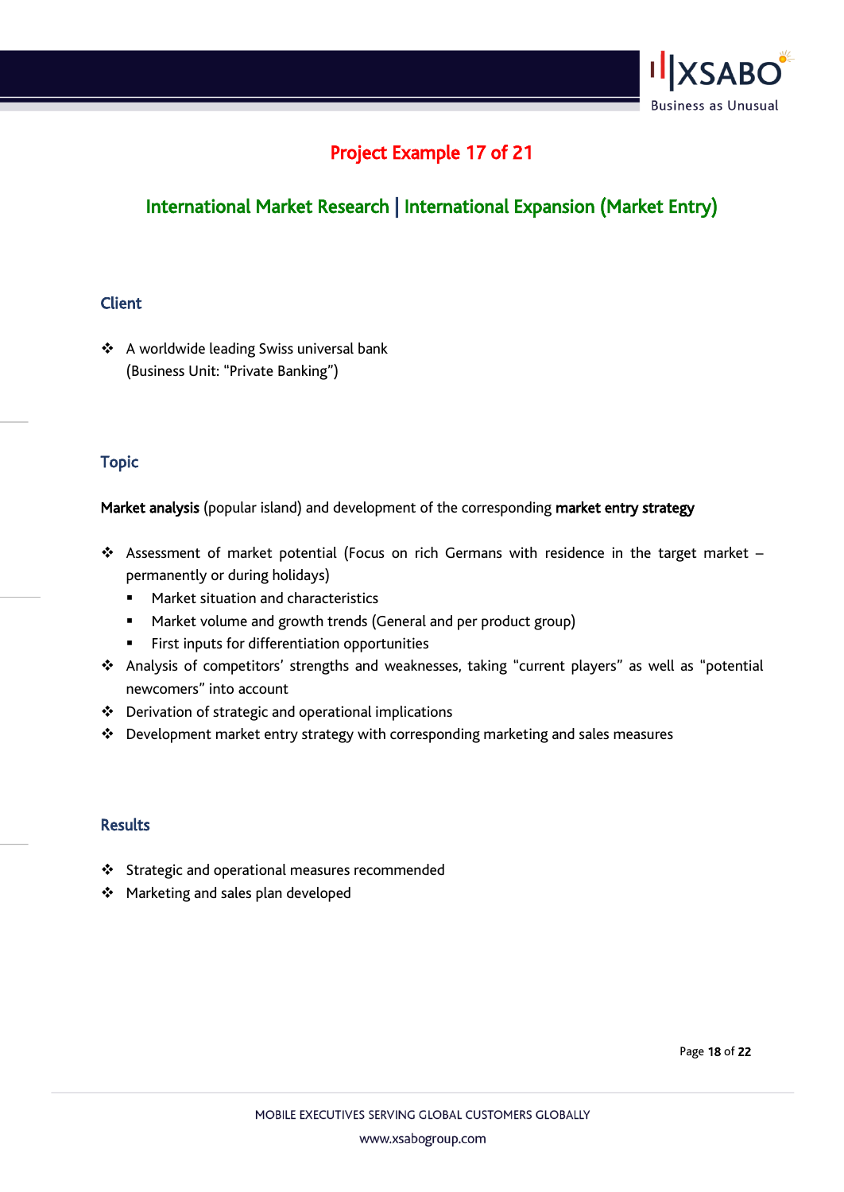## Project Example 17 of 21

## International Market Research | International Expansion (Market Entry)

### Client

- A worldwide leading Swiss universal bank
  (Business Unit: "Private Banking")

### Topic

**Market analysis** (popular island) and development of the corresponding **market entry strategy**

- Assessment of market potential (Focus on rich Germans with residence in the target market – permanently or during holidays)
  - Market situation and characteristics
  - Market volume and growth trends (General and per product group)
  - First inputs for differentiation opportunities
- Analysis of competitors' strengths and weaknesses, taking "current players" as well as "potential newcomers" into account
- Derivation of strategic and operational implications
- Development market entry strategy with corresponding marketing and sales measures

### Results

- Strategic and operational measures recommended
- Marketing and sales plan developed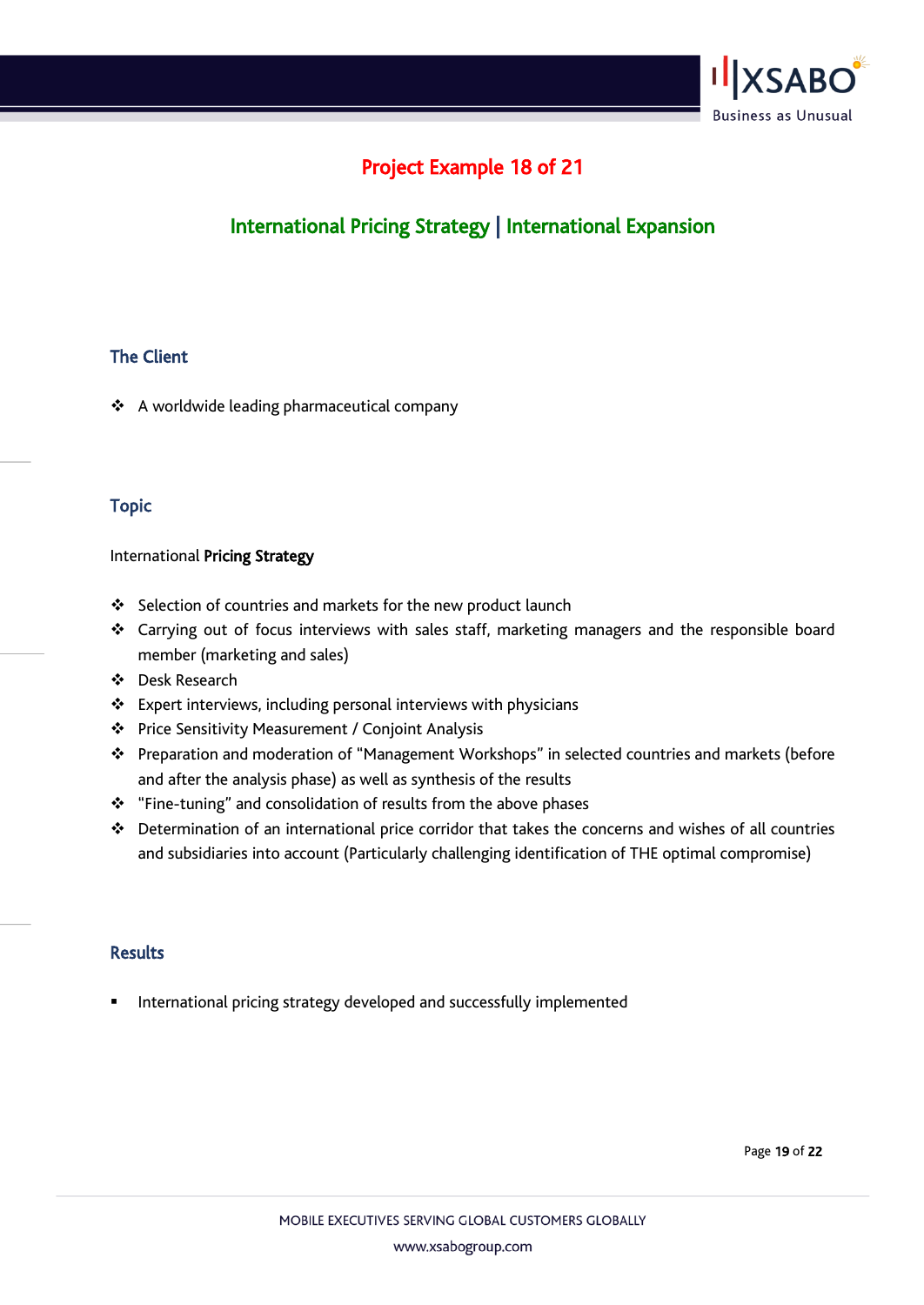# Project Example 18 of 21

## International Pricing Strategy | International Expansion

### The Client

- A worldwide leading pharmaceutical company

### Topic

International **Pricing Strategy**

- Selection of countries and markets for the new product launch
- Carrying out of focus interviews with sales staff, marketing managers and the responsible board member (marketing and sales)
- Desk Research
- Expert interviews, including personal interviews with physicians
- Price Sensitivity Measurement / Conjoint Analysis
- Preparation and moderation of "Management Workshops" in selected countries and markets (before and after the analysis phase) as well as synthesis of the results
- "Fine-tuning" and consolidation of results from the above phases
- Determination of an international price corridor that takes the concerns and wishes of all countries and subsidiaries into account (Particularly challenging identification of THE optimal compromise)

### Results

- International pricing strategy developed and successfully implemented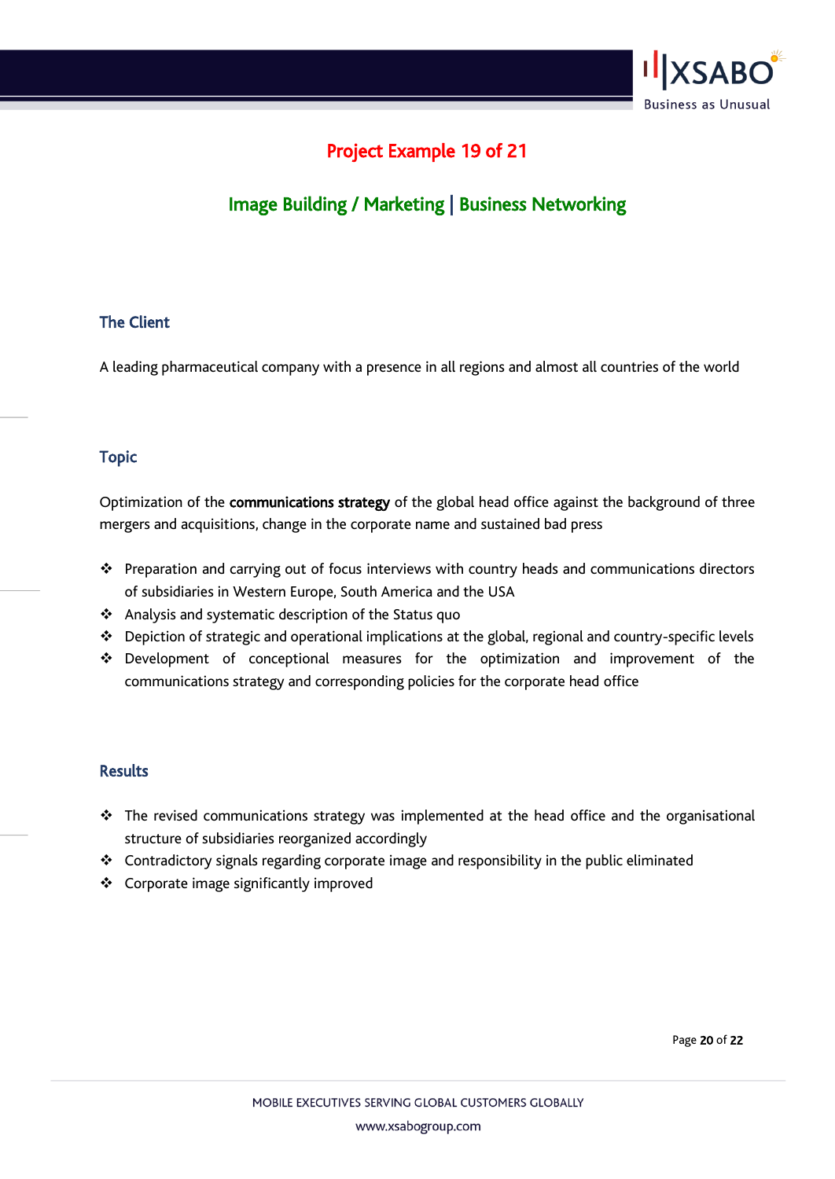# Project Example 19 of 21

## Image Building / Marketing | Business Networking

### The Client

A leading pharmaceutical company with a presence in all regions and almost all countries of the world

### Topic

Optimization of the **communications strategy** of the global head office against the background of three mergers and acquisitions, change in the corporate name and sustained bad press

- Preparation and carrying out of focus interviews with country heads and communications directors of subsidiaries in Western Europe, South America and the USA
- Analysis and systematic description of the Status quo
- Depiction of strategic and operational implications at the global, regional and country-specific levels
- Development of conceptional measures for the optimization and improvement of the communications strategy and corresponding policies for the corporate head office

### Results

- The revised communications strategy was implemented at the head office and the organisational structure of subsidiaries reorganized accordingly
- Contradictory signals regarding corporate image and responsibility in the public eliminated
- Corporate image significantly improved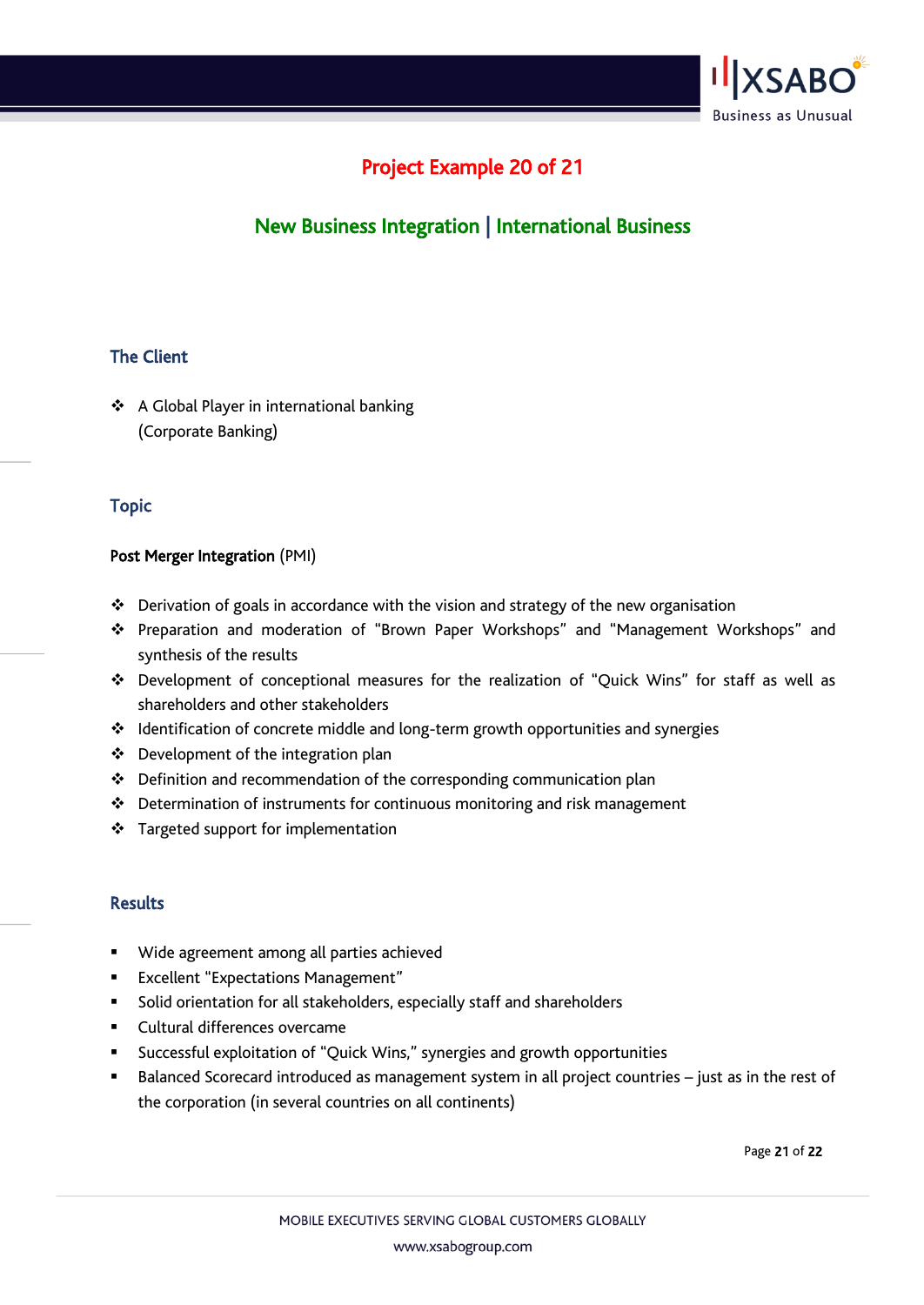# Project Example 20 of 21

## New Business Integration | International Business

### The Client

- A Global Player in international banking (Corporate Banking)

### Topic

**Post Merger Integration** (PMI)

- Derivation of goals in accordance with the vision and strategy of the new organisation
- Preparation and moderation of "Brown Paper Workshops" and "Management Workshops" and synthesis of the results
- Development of conceptional measures for the realization of "Quick Wins" for staff as well as shareholders and other stakeholders
- Identification of concrete middle and long-term growth opportunities and synergies
- Development of the integration plan
- Definition and recommendation of the corresponding communication plan
- Determination of instruments for continuous monitoring and risk management
- Targeted support for implementation

### Results

- Wide agreement among all parties achieved
- Excellent "Expectations Management"
- Solid orientation for all stakeholders, especially staff and shareholders
- Cultural differences overcame
- Successful exploitation of "Quick Wins," synergies and growth opportunities
- Balanced Scorecard introduced as management system in all project countries – just as in the rest of the corporation (in several countries on all continents)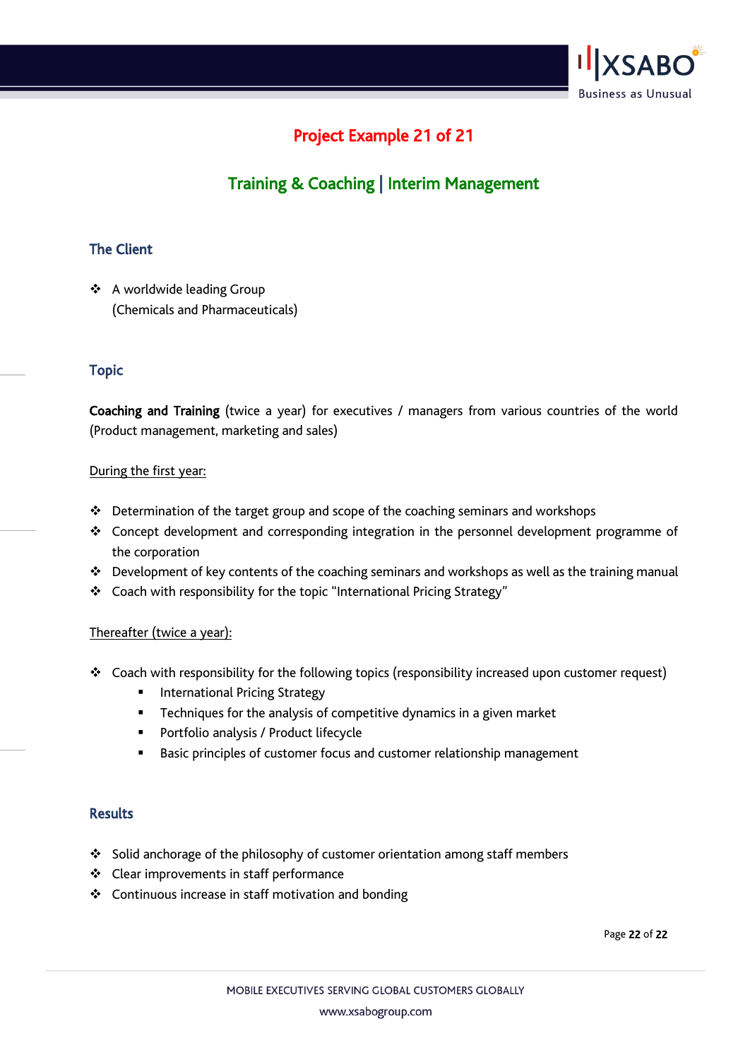# Project Example 21 of 21

## Training & Coaching | Interim Management

### The Client

- A worldwide leading Group
  (Chemicals and Pharmaceuticals)

### Topic

**Coaching and Training** (twice a year) for executives / managers from various countries of the world (Product management, marketing and sales)

<u>During the first year:</u>

- Determination of the target group and scope of the coaching seminars and workshops
- Concept development and corresponding integration in the personnel development programme of the corporation
- Development of key contents of the coaching seminars and workshops as well as the training manual
- Coach with responsibility for the topic "International Pricing Strategy"

<u>Thereafter (twice a year):</u>

- Coach with responsibility for the following topics (responsibility increased upon customer request)
  - International Pricing Strategy
  - Techniques for the analysis of competitive dynamics in a given market
  - Portfolio analysis / Product lifecycle
  - Basic principles of customer focus and customer relationship management

### Results

- Solid anchorage of the philosophy of customer orientation among staff members
- Clear improvements in staff performance
- Continuous increase in staff motivation and bonding